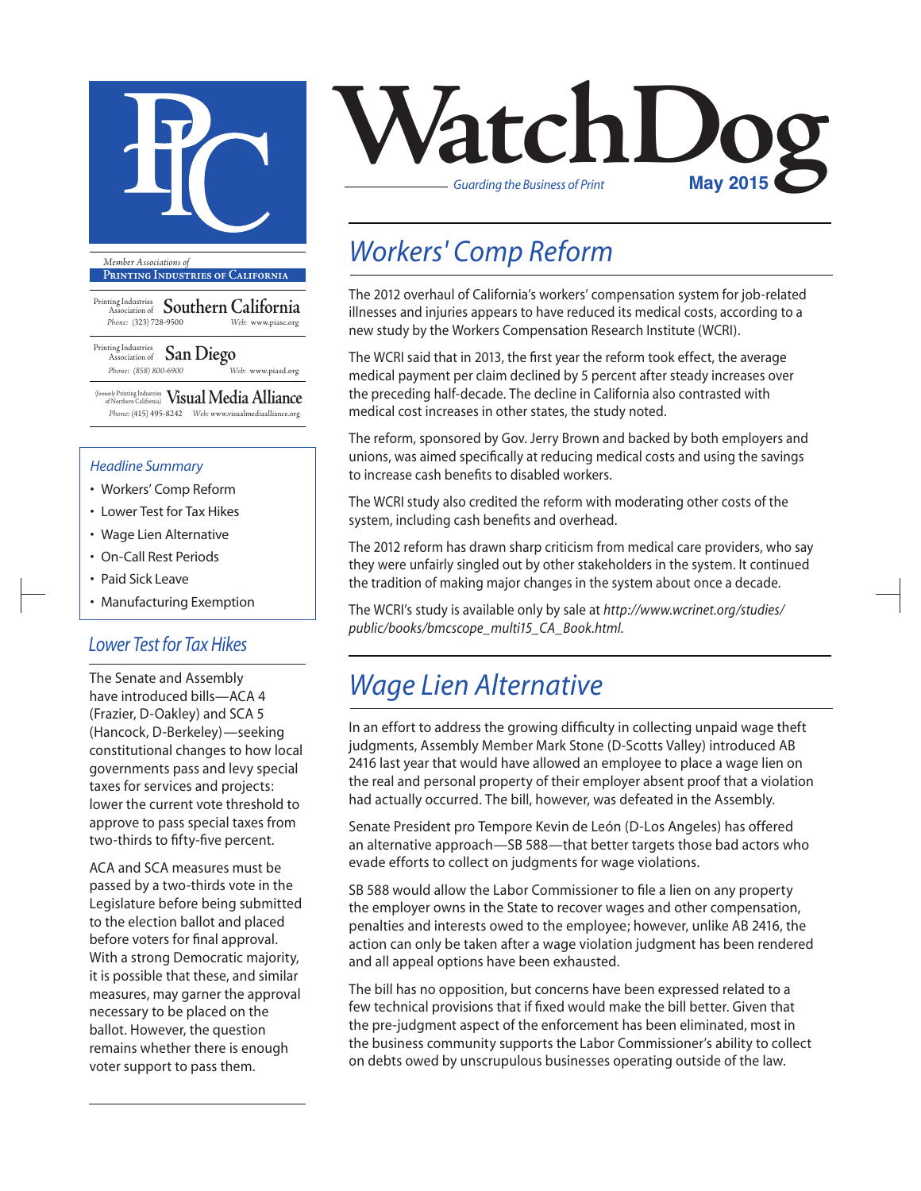# WatchDog

*Guarding the Business of Print*

**May 2015**

*Member Associations of*
**PRINTING INDUSTRIES OF CALIFORNIA**

Printing Industries Association of **Southern California**
*Phone:* (323) 728-9500 *Web:* www.piasc.org

Printing Industries Association of **San Diego**
*Phone:* (858) 800-6900 *Web:* www.piasd.org

(formerly Printing Industries of Northern California) **Visual Media Alliance**
*Phone:* (415) 495-8242 *Web:* www.visualmediaalliance.org

### *Headline Summary*

- Workers' Comp Reform
- Lower Test for Tax Hikes
- Wage Lien Alternative
- On-Call Rest Periods
- Paid Sick Leave
- Manufacturing Exemption

## *Workers' Comp Reform*

The 2012 overhaul of California's workers' compensation system for job-related illnesses and injuries appears to have reduced its medical costs, according to a new study by the Workers Compensation Research Institute (WCRI).

The WCRI said that in 2013, the first year the reform took effect, the average medical payment per claim declined by 5 percent after steady increases over the preceding half-decade. The decline in California also contrasted with medical cost increases in other states, the study noted.

The reform, sponsored by Gov. Jerry Brown and backed by both employers and unions, was aimed specifically at reducing medical costs and using the savings to increase cash benefits to disabled workers.

The WCRI study also credited the reform with moderating other costs of the system, including cash benefits and overhead.

The 2012 reform has drawn sharp criticism from medical care providers, who say they were unfairly singled out by other stakeholders in the system. It continued the tradition of making major changes in the system about once a decade.

The WCRI's study is available only by sale at *http://www.wcrinet.org/studies/public/books/bmcscope_multi15_CA_Book.html.*

## *Lower Test for Tax Hikes*

The Senate and Assembly have introduced bills—ACA 4 (Frazier, D-Oakley) and SCA 5 (Hancock, D-Berkeley)—seeking constitutional changes to how local governments pass and levy special taxes for services and projects: lower the current vote threshold to approve to pass special taxes from two-thirds to fifty-five percent.

ACA and SCA measures must be passed by a two-thirds vote in the Legislature before being submitted to the election ballot and placed before voters for final approval. With a strong Democratic majority, it is possible that these, and similar measures, may garner the approval necessary to be placed on the ballot. However, the question remains whether there is enough voter support to pass them.

## *Wage Lien Alternative*

In an effort to address the growing difficulty in collecting unpaid wage theft judgments, Assembly Member Mark Stone (D-Scotts Valley) introduced AB 2416 last year that would have allowed an employee to place a wage lien on the real and personal property of their employer absent proof that a violation had actually occurred. The bill, however, was defeated in the Assembly.

Senate President pro Tempore Kevin de León (D-Los Angeles) has offered an alternative approach—SB 588—that better targets those bad actors who evade efforts to collect on judgments for wage violations.

SB 588 would allow the Labor Commissioner to file a lien on any property the employer owns in the State to recover wages and other compensation, penalties and interests owed to the employee; however, unlike AB 2416, the action can only be taken after a wage violation judgment has been rendered and all appeal options have been exhausted.

The bill has no opposition, but concerns have been expressed related to a few technical provisions that if fixed would make the bill better. Given that the pre-judgment aspect of the enforcement has been eliminated, most in the business community supports the Labor Commissioner's ability to collect on debts owed by unscrupulous businesses operating outside of the law.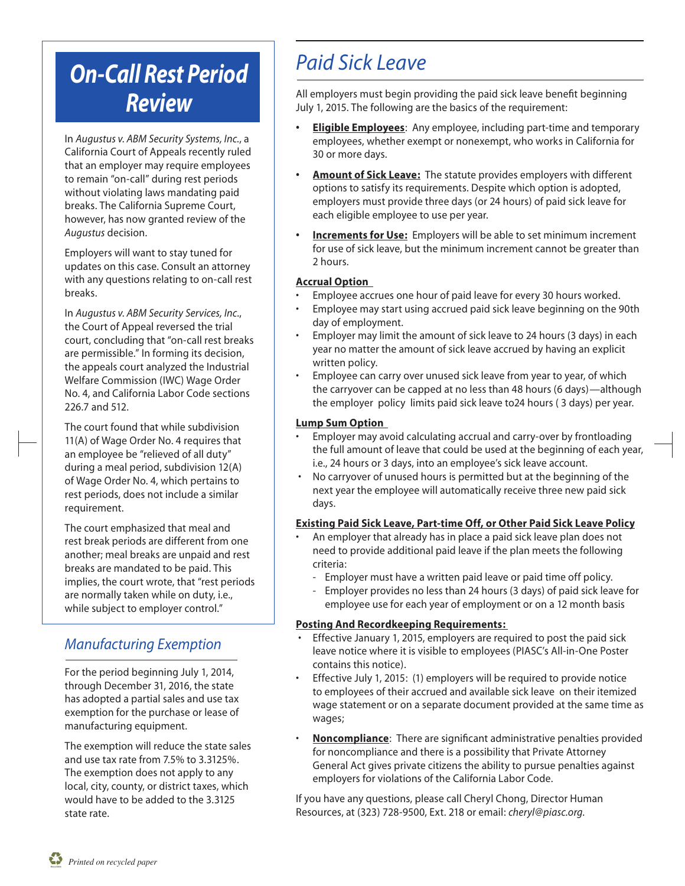## On-Call Rest Period Review

In *Augustus v. ABM Security Systems, Inc.*, a California Court of Appeals recently ruled that an employer may require employees to remain "on-call" during rest periods without violating laws mandating paid breaks. The California Supreme Court, however, has now granted review of the *Augustus* decision.

Employers will want to stay tuned for updates on this case. Consult an attorney with any questions relating to on-call rest breaks.

In *Augustus v. ABM Security Services, Inc.*, the Court of Appeal reversed the trial court, concluding that "on-call rest breaks are permissible." In forming its decision, the appeals court analyzed the Industrial Welfare Commission (IWC) Wage Order No. 4, and California Labor Code sections 226.7 and 512.

The court found that while subdivision 11(A) of Wage Order No. 4 requires that an employee be "relieved of all duty" during a meal period, subdivision 12(A) of Wage Order No. 4, which pertains to rest periods, does not include a similar requirement.

The court emphasized that meal and rest break periods are different from one another; meal breaks are unpaid and rest breaks are mandated to be paid. This implies, the court wrote, that "rest periods are normally taken while on duty, i.e., while subject to employer control."

## *Manufacturing Exemption*

For the period beginning July 1, 2014, through December 31, 2016, the state has adopted a partial sales and use tax exemption for the purchase or lease of manufacturing equipment.

The exemption will reduce the state sales and use tax rate from 7.5% to 3.3125%. The exemption does not apply to any local, city, county, or district taxes, which would have to be added to the 3.3125 state rate.

## *Paid Sick Leave*

All employers must begin providing the paid sick leave benefit beginning July 1, 2015. The following are the basics of the requirement:

- **Eligible Employees**: Any employee, including part-time and temporary employees, whether exempt or nonexempt, who works in California for 30 or more days.
- **Amount of Sick Leave:** The statute provides employers with different options to satisfy its requirements. Despite which option is adopted, employers must provide three days (or 24 hours) of paid sick leave for each eligible employee to use per year.
- **Increments for Use:** Employers will be able to set minimum increment for use of sick leave, but the minimum increment cannot be greater than 2 hours.

**Accrual Option**

- Employee accrues one hour of paid leave for every 30 hours worked.
- Employee may start using accrued paid sick leave beginning on the 90th day of employment.
- Employer may limit the amount of sick leave to 24 hours (3 days) in each year no matter the amount of sick leave accrued by having an explicit written policy.
- Employee can carry over unused sick leave from year to year, of which the carryover can be capped at no less than 48 hours (6 days)—although the employer policy limits paid sick leave to24 hours ( 3 days) per year.

**Lump Sum Option**

- Employer may avoid calculating accrual and carry-over by frontloading the full amount of leave that could be used at the beginning of each year, i.e., 24 hours or 3 days, into an employee's sick leave account.
- No carryover of unused hours is permitted but at the beginning of the next year the employee will automatically receive three new paid sick days.

**Existing Paid Sick Leave, Part-time Off, or Other Paid Sick Leave Policy**

- An employer that already has in place a paid sick leave plan does not need to provide additional paid leave if the plan meets the following criteria:
  - Employer must have a written paid leave or paid time off policy.
  - Employer provides no less than 24 hours (3 days) of paid sick leave for employee use for each year of employment or on a 12 month basis

**Posting And Recordkeeping Requirements:**

- Effective January 1, 2015, employers are required to post the paid sick leave notice where it is visible to employees (PIASC's All-in-One Poster contains this notice).
- Effective July 1, 2015: (1) employers will be required to provide notice to employees of their accrued and available sick leave on their itemized wage statement or on a separate document provided at the same time as wages;
- **Noncompliance**: There are significant administrative penalties provided for noncompliance and there is a possibility that Private Attorney General Act gives private citizens the ability to pursue penalties against employers for violations of the California Labor Code.

If you have any questions, please call Cheryl Chong, Director Human Resources, at (323) 728-9500, Ext. 218 or email: *cheryl@piasc.org.*

*Printed on recycled paper*